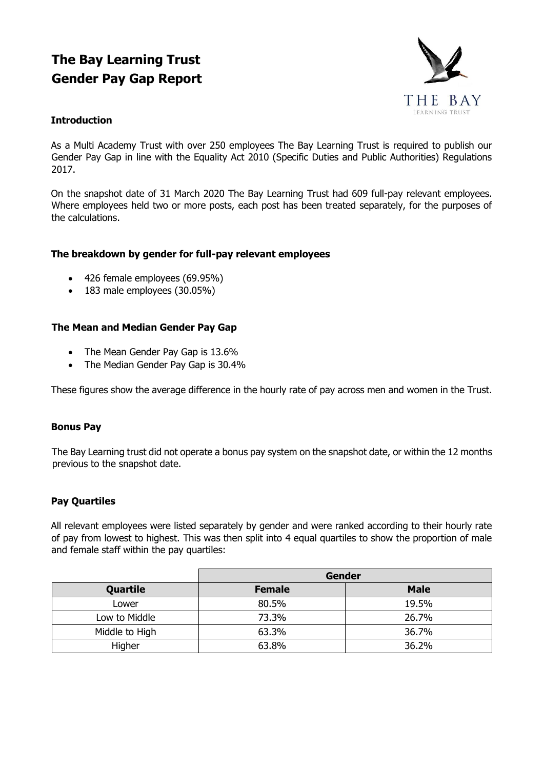# The Bay Learning Trust
# Gender Pay Gap Report

### Introduction

As a Multi Academy Trust with over 250 employees The Bay Learning Trust is required to publish our Gender Pay Gap in line with the Equality Act 2010 (Specific Duties and Public Authorities) Regulations 2017.

On the snapshot date of 31 March 2020 The Bay Learning Trust had 609 full-pay relevant employees. Where employees held two or more posts, each post has been treated separately, for the purposes of the calculations.

### The breakdown by gender for full-pay relevant employees

- 426 female employees (69.95%)
- 183 male employees (30.05%)

### The Mean and Median Gender Pay Gap

- The Mean Gender Pay Gap is 13.6%
- The Median Gender Pay Gap is 30.4%

These figures show the average difference in the hourly rate of pay across men and women in the Trust.

### Bonus Pay

The Bay Learning trust did not operate a bonus pay system on the snapshot date, or within the 12 months previous to the snapshot date.

### Pay Quartiles

All relevant employees were listed separately by gender and were ranked according to their hourly rate of pay from lowest to highest. This was then split into 4 equal quartiles to show the proportion of male and female staff within the pay quartiles:

| | Gender | |
|---|---|---|
| **Quartile** | **Female** | **Male** |
| Lower | 80.5% | 19.5% |
| Low to Middle | 73.3% | 26.7% |
| Middle to High | 63.3% | 36.7% |
| Higher | 63.8% | 36.2% |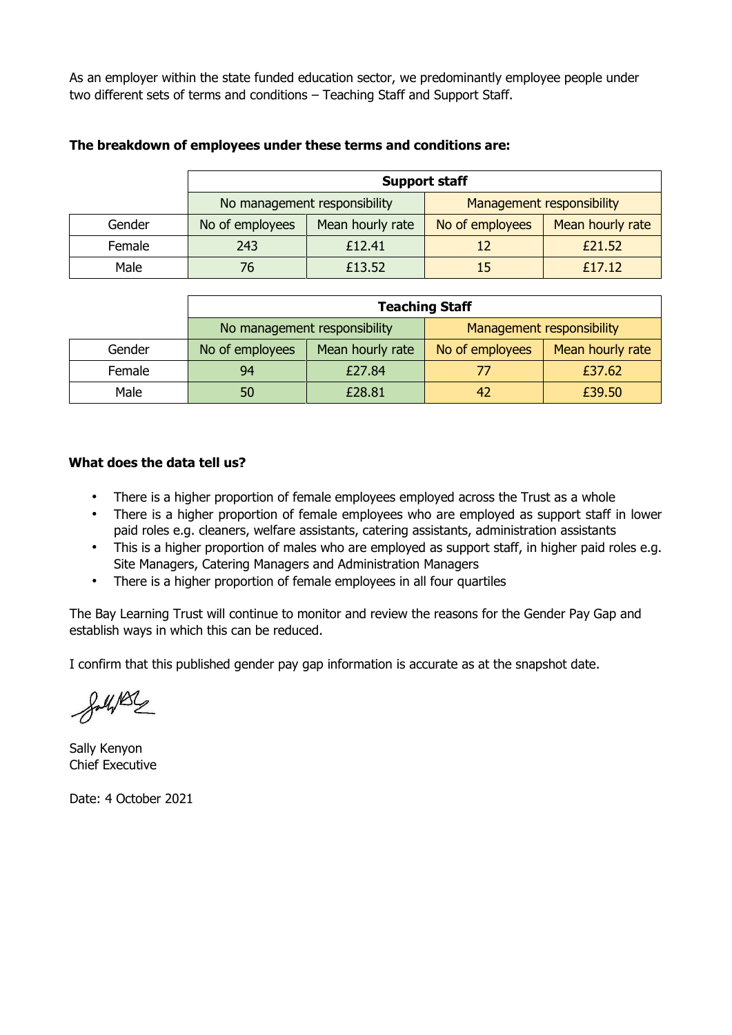As an employer within the state funded education sector, we predominantly employee people under two different sets of terms and conditions – Teaching Staff and Support Staff.

**The breakdown of employees under these terms and conditions are:**

| | Support staff | | | |
|---|---|---|---|---|
| | No management responsibility | | Management responsibility | |
| Gender | No of employees | Mean hourly rate | No of employees | Mean hourly rate |
| Female | 243 | £12.41 | 12 | £21.52 |
| Male | 76 | £13.52 | 15 | £17.12 |

| | Teaching Staff | | | |
|---|---|---|---|---|
| | No management responsibility | | Management responsibility | |
| Gender | No of employees | Mean hourly rate | No of employees | Mean hourly rate |
| Female | 94 | £27.84 | 77 | £37.62 |
| Male | 50 | £28.81 | 42 | £39.50 |

**What does the data tell us?**

- There is a higher proportion of female employees employed across the Trust as a whole
- There is a higher proportion of female employees who are employed as support staff in lower paid roles e.g. cleaners, welfare assistants, catering assistants, administration assistants
- This is a higher proportion of males who are employed as support staff, in higher paid roles e.g. Site Managers, Catering Managers and Administration Managers
- There is a higher proportion of female employees in all four quartiles

The Bay Learning Trust will continue to monitor and review the reasons for the Gender Pay Gap and establish ways in which this can be reduced.

I confirm that this published gender pay gap information is accurate as at the snapshot date.

Sally Kenyon
Chief Executive

Date: 4 October 2021